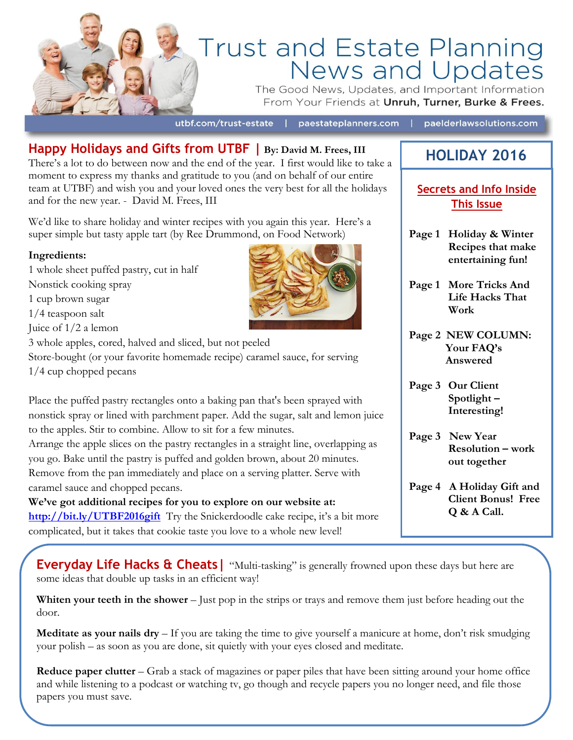# Trust and Estate Planning News and Updates

The Good News, Updates, and Important Information From Your Friends at **Unruh, Turner, Burke & Frees.**

utbf.com/trust-estate | paestateplanners.com | paelderlawsolutions.com

## Happy Holidays and Gifts from UTBF | By: David M. Frees, III

There's a lot to do between now and the end of the year. I first would like to take a moment to express my thanks and gratitude to you (and on behalf of our entire team at UTBF) and wish you and your loved ones the very best for all the holidays and for the new year. - David M. Frees, III

We'd like to share holiday and winter recipes with you again this year. Here's a super simple but tasty apple tart (by Ree Drummond, on Food Network)

**Ingredients:**

1 whole sheet puffed pastry, cut in half
Nonstick cooking spray
1 cup brown sugar
1/4 teaspoon salt
Juice of 1/2 a lemon
3 whole apples, cored, halved and sliced, but not peeled
Store-bought (or your favorite homemade recipe) caramel sauce, for serving
1/4 cup chopped pecans

Place the puffed pastry rectangles onto a baking pan that's been sprayed with nonstick spray or lined with parchment paper. Add the sugar, salt and lemon juice to the apples. Stir to combine. Allow to sit for a few minutes.
Arrange the apple slices on the pastry rectangles in a straight line, overlapping as you go. Bake until the pastry is puffed and golden brown, about 20 minutes. Remove from the pan immediately and place on a serving platter. Serve with caramel sauce and chopped pecans.
**We've got additional recipes for you to explore on our website at:** [http://bit.ly/UTBF2016gift](http://bit.ly/UTBF2016gift) Try the Snickerdoodle cake recipe, it's a bit more complicated, but it takes that cookie taste you love to a whole new level!

## HOLIDAY 2016

### Secrets and Info Inside This Issue

**Page 1** **Holiday & Winter Recipes that make entertaining fun!**

**Page 1** **More Tricks And Life Hacks That Work**

**Page 2** **NEW COLUMN: Your FAQ's Answered**

**Page 3** **Our Client Spotlight – Interesting!**

**Page 3** **New Year Resolution – work out together**

**Page 4** **A Holiday Gift and Client Bonus! Free Q & A Call.**

## Everyday Life Hacks & Cheats |

"Multi-tasking" is generally frowned upon these days but here are some ideas that double up tasks in an efficient way!

**Whiten your teeth in the shower** – Just pop in the strips or trays and remove them just before heading out the door.

**Meditate as your nails dry** – If you are taking the time to give yourself a manicure at home, don't risk smudging your polish – as soon as you are done, sit quietly with your eyes closed and meditate.

**Reduce paper clutter** – Grab a stack of magazines or paper piles that have been sitting around your home office and while listening to a podcast or watching tv, go though and recycle papers you no longer need, and file those papers you must save.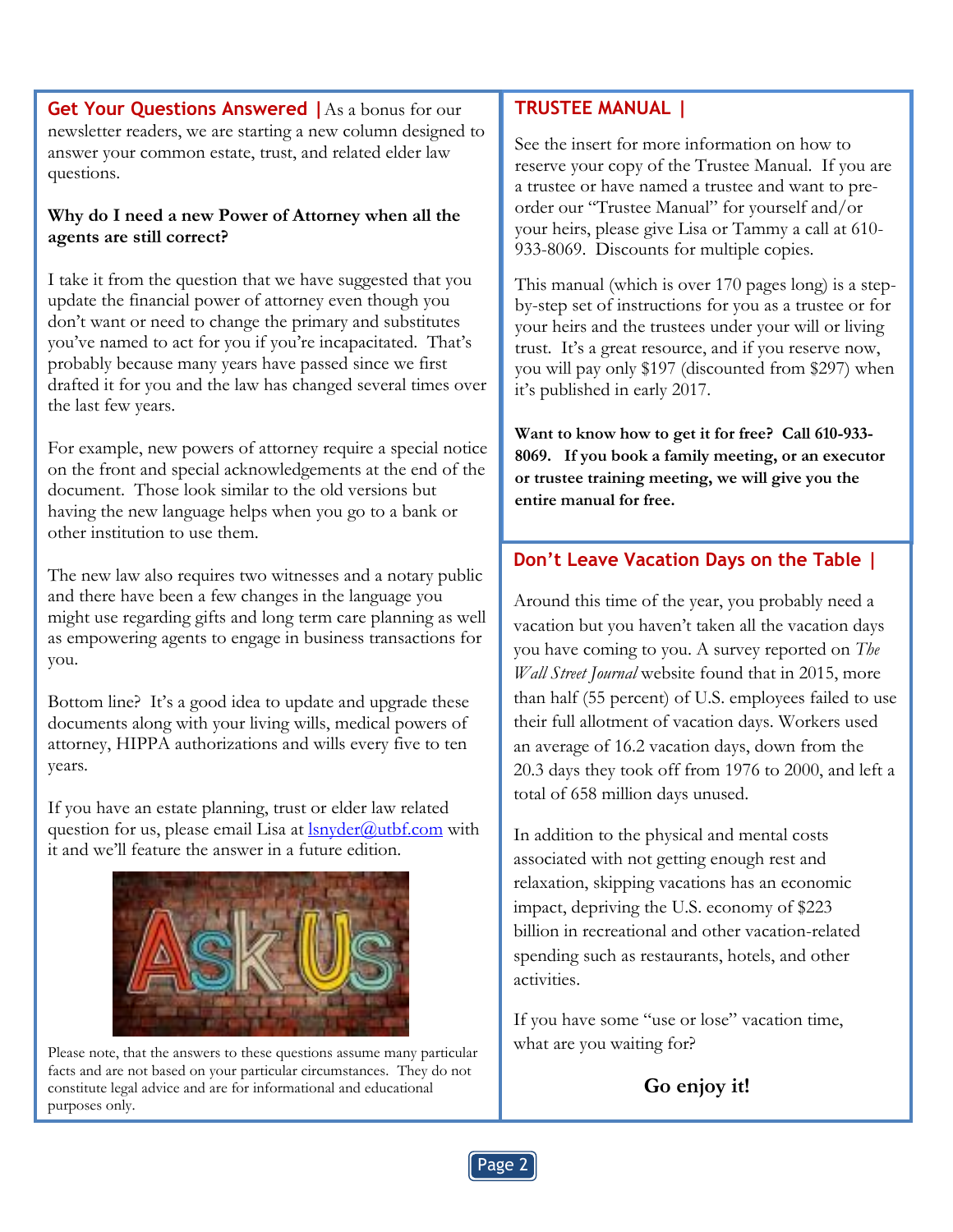## Get Your Questions Answered |

As a bonus for our newsletter readers, we are starting a new column designed to answer your common estate, trust, and related elder law questions.

**Why do I need a new Power of Attorney when all the agents are still correct?**

I take it from the question that we have suggested that you update the financial power of attorney even though you don't want or need to change the primary and substitutes you've named to act for you if you're incapacitated. That's probably because many years have passed since we first drafted it for you and the law has changed several times over the last few years.

For example, new powers of attorney require a special notice on the front and special acknowledgements at the end of the document. Those look similar to the old versions but having the new language helps when you go to a bank or other institution to use them.

The new law also requires two witnesses and a notary public and there have been a few changes in the language you might use regarding gifts and long term care planning as well as empowering agents to engage in business transactions for you.

Bottom line? It's a good idea to update and upgrade these documents along with your living wills, medical powers of attorney, HIPPA authorizations and wills every five to ten years.

If you have an estate planning, trust or elder law related question for us, please email Lisa at lsnyder@utbf.com with it and we'll feature the answer in a future edition.

Please note, that the answers to these questions assume many particular facts and are not based on your particular circumstances. They do not constitute legal advice and are for informational and educational purposes only.

## TRUSTEE MANUAL |

See the insert for more information on how to reserve your copy of the Trustee Manual. If you are a trustee or have named a trustee and want to pre-order our "Trustee Manual" for yourself and/or your heirs, please give Lisa or Tammy a call at 610-933-8069. Discounts for multiple copies.

This manual (which is over 170 pages long) is a step-by-step set of instructions for you as a trustee or for your heirs and the trustees under your will or living trust. It's a great resource, and if you reserve now, you will pay only $197 (discounted from $297) when it's published in early 2017.

**Want to know how to get it for free? Call 610-933-8069. If you book a family meeting, or an executor or trustee training meeting, we will give you the entire manual for free.**

## Don't Leave Vacation Days on the Table |

Around this time of the year, you probably need a vacation but you haven't taken all the vacation days you have coming to you. A survey reported on *The Wall Street Journal* website found that in 2015, more than half (55 percent) of U.S. employees failed to use their full allotment of vacation days. Workers used an average of 16.2 vacation days, down from the 20.3 days they took off from 1976 to 2000, and left a total of 658 million days unused.

In addition to the physical and mental costs associated with not getting enough rest and relaxation, skipping vacations has an economic impact, depriving the U.S. economy of $223 billion in recreational and other vacation-related spending such as restaurants, hotels, and other activities.

If you have some "use or lose" vacation time, what are you waiting for?

**Go enjoy it!**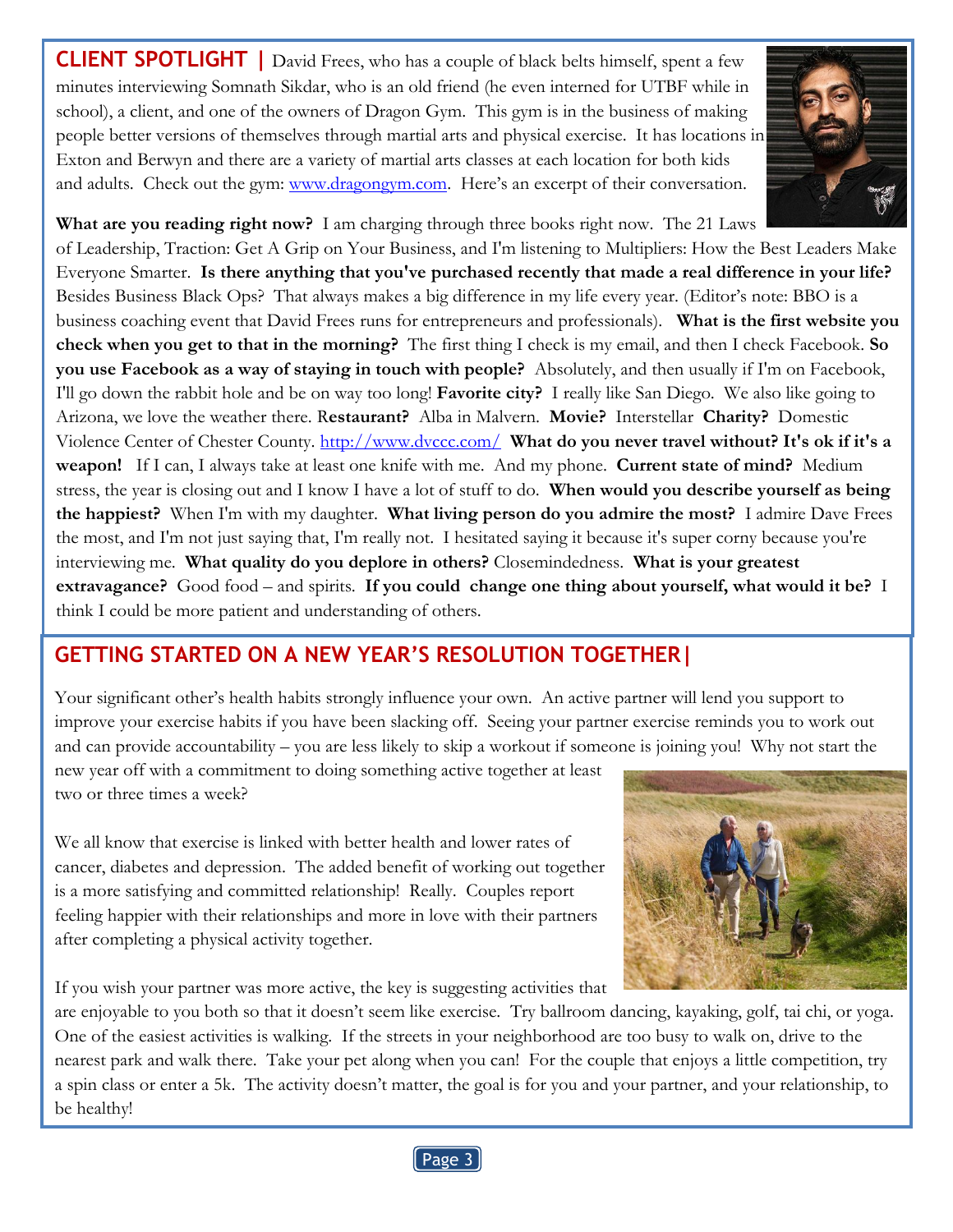## CLIENT SPOTLIGHT |

David Frees, who has a couple of black belts himself, spent a few minutes interviewing Somnath Sikdar, who is an old friend (he even interned for UTBF while in school), a client, and one of the owners of Dragon Gym. This gym is in the business of making people better versions of themselves through martial arts and physical exercise. It has locations in Exton and Berwyn and there are a variety of martial arts classes at each location for both kids and adults. Check out the gym: www.dragongym.com. Here's an excerpt of their conversation.

**What are you reading right now?** I am charging through three books right now. The 21 Laws of Leadership, Traction: Get A Grip on Your Business, and I'm listening to Multipliers: How the Best Leaders Make Everyone Smarter. **Is there anything that you've purchased recently that made a real difference in your life?** Besides Business Black Ops? That always makes a big difference in my life every year. (Editor's note: BBO is a business coaching event that David Frees runs for entrepreneurs and professionals). **What is the first website you check when you get to that in the morning?** The first thing I check is my email, and then I check Facebook. **So you use Facebook as a way of staying in touch with people?** Absolutely, and then usually if I'm on Facebook, I'll go down the rabbit hole and be on way too long! **Favorite city?** I really like San Diego. We also like going to Arizona, we love the weather there. **Restaurant?** Alba in Malvern. **Movie?** Interstellar **Charity?** Domestic Violence Center of Chester County. http://www.dvccc.com/ **What do you never travel without? It's ok if it's a weapon!** If I can, I always take at least one knife with me. And my phone. **Current state of mind?** Medium stress, the year is closing out and I know I have a lot of stuff to do. **When would you describe yourself as being the happiest?** When I'm with my daughter. **What living person do you admire the most?** I admire Dave Frees the most, and I'm not just saying that, I'm really not. I hesitated saying it because it's super corny because you're interviewing me. **What quality do you deplore in others?** Closemindedness. **What is your greatest extravagance?** Good food – and spirits. **If you could change one thing about yourself, what would it be?** I think I could be more patient and understanding of others.

## GETTING STARTED ON A NEW YEAR'S RESOLUTION TOGETHER|

Your significant other's health habits strongly influence your own. An active partner will lend you support to improve your exercise habits if you have been slacking off. Seeing your partner exercise reminds you to work out and can provide accountability – you are less likely to skip a workout if someone is joining you! Why not start the new year off with a commitment to doing something active together at least two or three times a week?

We all know that exercise is linked with better health and lower rates of cancer, diabetes and depression. The added benefit of working out together is a more satisfying and committed relationship! Really. Couples report feeling happier with their relationships and more in love with their partners after completing a physical activity together.

If you wish your partner was more active, the key is suggesting activities that are enjoyable to you both so that it doesn't seem like exercise. Try ballroom dancing, kayaking, golf, tai chi, or yoga. One of the easiest activities is walking. If the streets in your neighborhood are too busy to walk on, drive to the nearest park and walk there. Take your pet along when you can! For the couple that enjoys a little competition, try a spin class or enter a 5k. The activity doesn't matter, the goal is for you and your partner, and your relationship, to be healthy!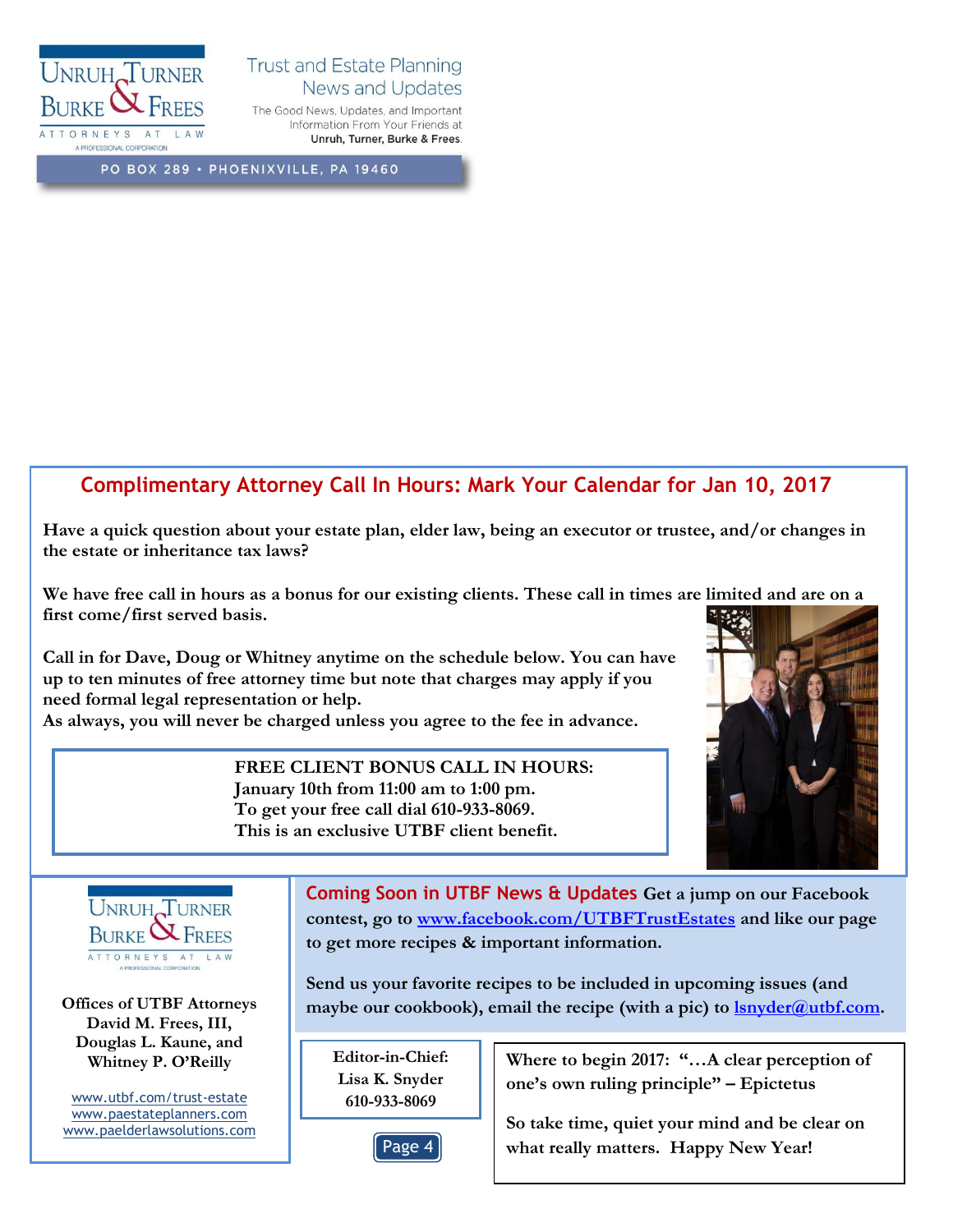Unruh, Turner, Burke & Frees — Attorneys at Law — A Professional Corporation

Trust and Estate Planning News and Updates

The Good News, Updates, and Important Information From Your Friends at **Unruh, Turner, Burke & Frees.**

PO BOX 289 • PHOENIXVILLE, PA 19460

## Complimentary Attorney Call In Hours: Mark Your Calendar for Jan 10, 2017

**Have a quick question about your estate plan, elder law, being an executor or trustee, and/or changes in the estate or inheritance tax laws?**

**We have free call in hours as a bonus for our existing clients. These call in times are limited and are on a first come/first served basis.**

**Call in for Dave, Doug or Whitney anytime on the schedule below. You can have up to ten minutes of free attorney time but note that charges may apply if you need formal legal representation or help.**
**As always, you will never be charged unless you agree to the fee in advance.**

**FREE CLIENT BONUS CALL IN HOURS:**
**January 10th from 11:00 am to 1:00 pm.**
**To get your free call dial 610-933-8069.**
**This is an exclusive UTBF client benefit.**

Unruh, Turner, Burke & Frees — Attorneys at Law — A Professional Corporation

**Offices of UTBF Attorneys David M. Frees, III, Douglas L. Kaune, and Whitney P. O'Reilly**

www.utbf.com/trust-estate
www.paestateplanners.com
www.paelderlawsolutions.com

**Coming Soon in UTBF News & Updates** **Get a jump on our Facebook contest, go to [www.facebook.com/UTBFTrustEstates](http://www.facebook.com/UTBFTrustEstates) and like our page to get more recipes & important information.**

**Send us your favorite recipes to be included in upcoming issues (and maybe our cookbook), email the recipe (with a pic) to [lsnyder@utbf.com](mailto:lsnyder@utbf.com).**

**Editor-in-Chief:**
**Lisa K. Snyder**
**610-933-8069**

Where to begin 2017: "…A clear perception of one's own ruling principle" – Epictetus

So take time, quiet your mind and be clear on what really matters. Happy New Year!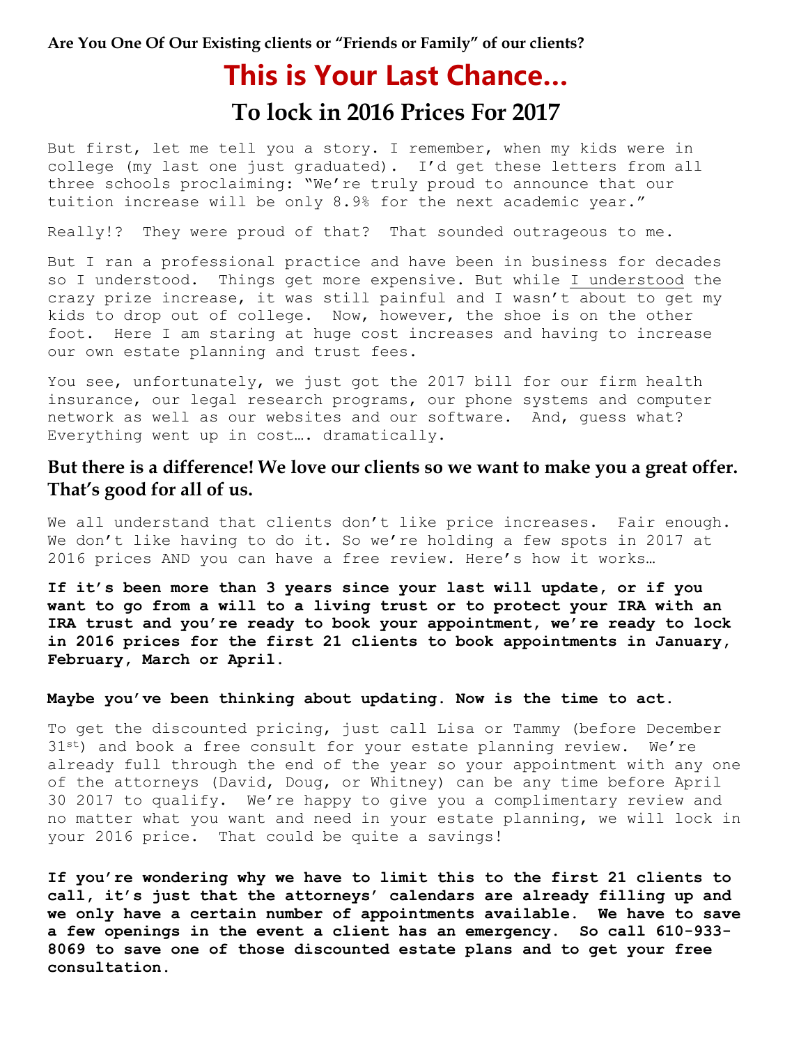**Are You One Of Our Existing clients or "Friends or Family" of our clients?**

# This is Your Last Chance…

## To lock in 2016 Prices For 2017

But first, let me tell you a story. I remember, when my kids were in college (my last one just graduated). I'd get these letters from all three schools proclaiming: "We're truly proud to announce that our tuition increase will be only 8.9% for the next academic year."

Really!? They were proud of that? That sounded outrageous to me.

But I ran a professional practice and have been in business for decades so I understood. Things get more expensive. But while I understood the crazy prize increase, it was still painful and I wasn't about to get my kids to drop out of college. Now, however, the shoe is on the other foot. Here I am staring at huge cost increases and having to increase our own estate planning and trust fees.

You see, unfortunately, we just got the 2017 bill for our firm health insurance, our legal research programs, our phone systems and computer network as well as our websites and our software. And, guess what? Everything went up in cost…. dramatically.

### But there is a difference! We love our clients so we want to make you a great offer. That's good for all of us.

We all understand that clients don't like price increases. Fair enough. We don't like having to do it. So we're holding a few spots in 2017 at 2016 prices AND you can have a free review. Here's how it works…

**If it's been more than 3 years since your last will update, or if you want to go from a will to a living trust or to protect your IRA with an IRA trust and you're ready to book your appointment, we're ready to lock in 2016 prices for the first 21 clients to book appointments in January, February, March or April.**

**Maybe you've been thinking about updating. Now is the time to act.**

To get the discounted pricing, just call Lisa or Tammy (before December 31st) and book a free consult for your estate planning review. We're already full through the end of the year so your appointment with any one of the attorneys (David, Doug, or Whitney) can be any time before April 30 2017 to qualify. We're happy to give you a complimentary review and no matter what you want and need in your estate planning, we will lock in your 2016 price. That could be quite a savings!

**If you're wondering why we have to limit this to the first 21 clients to call, it's just that the attorneys' calendars are already filling up and we only have a certain number of appointments available. We have to save a few openings in the event a client has an emergency. So call 610-933-8069 to save one of those discounted estate plans and to get your free consultation.**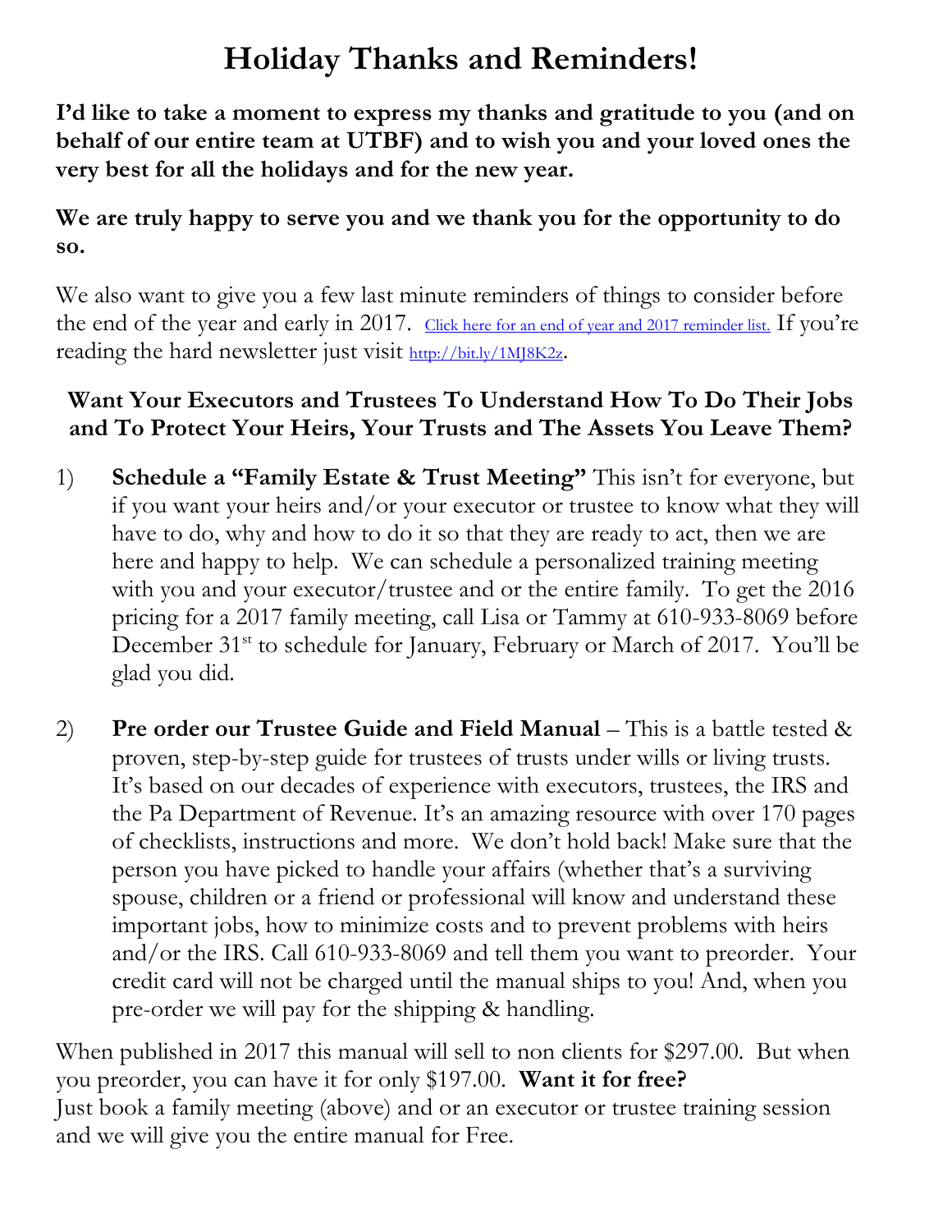# Holiday Thanks and Reminders!

**I'd like to take a moment to express my thanks and gratitude to you (and on behalf of our entire team at UTBF) and to wish you and your loved ones the very best for all the holidays and for the new year.**

**We are truly happy to serve you and we thank you for the opportunity to do so.**

We also want to give you a few last minute reminders of things to consider before the end of the year and early in 2017. Click here for an end of year and 2017 reminder list. If you're reading the hard newsletter just visit http://bit.ly/1MJ8K2z.

### Want Your Executors and Trustees To Understand How To Do Their Jobs and To Protect Your Heirs, Your Trusts and The Assets You Leave Them?

1) **Schedule a "Family Estate & Trust Meeting"** This isn't for everyone, but if you want your heirs and/or your executor or trustee to know what they will have to do, why and how to do it so that they are ready to act, then we are here and happy to help. We can schedule a personalized training meeting with you and your executor/trustee and or the entire family. To get the 2016 pricing for a 2017 family meeting, call Lisa or Tammy at 610-933-8069 before December 31st to schedule for January, February or March of 2017. You'll be glad you did.

2) **Pre order our Trustee Guide and Field Manual** – This is a battle tested & proven, step-by-step guide for trustees of trusts under wills or living trusts. It's based on our decades of experience with executors, trustees, the IRS and the Pa Department of Revenue. It's an amazing resource with over 170 pages of checklists, instructions and more. We don't hold back! Make sure that the person you have picked to handle your affairs (whether that's a surviving spouse, children or a friend or professional will know and understand these important jobs, how to minimize costs and to prevent problems with heirs and/or the IRS. Call 610-933-8069 and tell them you want to preorder. Your credit card will not be charged until the manual ships to you! And, when you pre-order we will pay for the shipping & handling.

When published in 2017 this manual will sell to non clients for $297.00. But when you preorder, you can have it for only $197.00. **Want it for free?**
Just book a family meeting (above) and or an executor or trustee training session and we will give you the entire manual for Free.